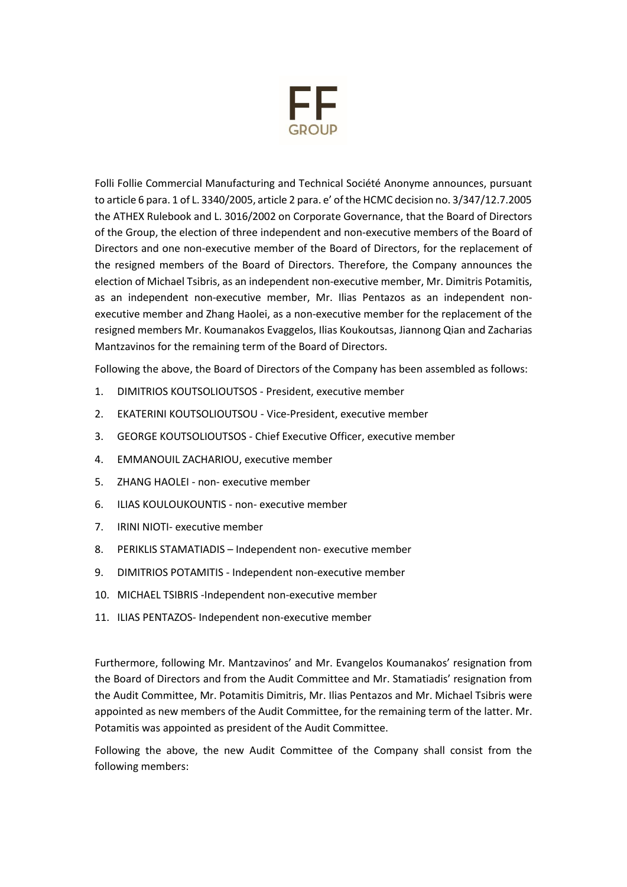FF
GROUP

Folli Follie Commercial Manufacturing and Technical Société Anonyme announces, pursuant to article 6 para. 1 of L. 3340/2005, article 2 para. e' of the HCMC decision no. 3/347/12.7.2005 the ATHEX Rulebook and L. 3016/2002 on Corporate Governance, that the Board of Directors of the Group, the election of three independent and non-executive members of the Board of Directors and one non-executive member of the Board of Directors, for the replacement of the resigned members of the Board of Directors. Therefore, the Company announces the election of Michael Tsibris, as an independent non-executive member, Mr. Dimitris Potamitis, as an independent non-executive member, Mr. Ilias Pentazos as an independent non-executive member and Zhang Haolei, as a non-executive member for the replacement of the resigned members Mr. Koumanakos Evaggelos, Ilias Koukoutsas, Jiannong Qian and Zacharias Mantzavinos for the remaining term of the Board of Directors.

Following the above, the Board of Directors of the Company has been assembled as follows:

1. DIMITRIOS KOUTSOLIOUTSOS - President, executive member
2. EKATERINI KOUTSOLIOUTSOU - Vice-President, executive member
3. GEORGE KOUTSOLIOUTSOS - Chief Executive Officer, executive member
4. EMMANOUIL ZACHARIOU, executive member
5. ZHANG HAOLEI - non- executive member
6. ILIAS KOULOUKOUNTIS - non- executive member
7. IRINI NIOTI- executive member
8. PERIKLIS STAMATIADIS – Independent non- executive member
9. DIMITRIOS POTAMITIS - Independent non-executive member
10. MICHAEL TSIBRIS -Independent non-executive member
11. ILIAS PENTAZOS- Independent non-executive member

Furthermore, following Mr. Mantzavinos' and Mr. Evangelos Koumanakos' resignation from the Board of Directors and from the Audit Committee and Mr. Stamatiadis' resignation from the Audit Committee, Mr. Potamitis Dimitris, Mr. Ilias Pentazos and Mr. Michael Tsibris were appointed as new members of the Audit Committee, for the remaining term of the latter. Mr. Potamitis was appointed as president of the Audit Committee.

Following the above, the new Audit Committee of the Company shall consist from the following members: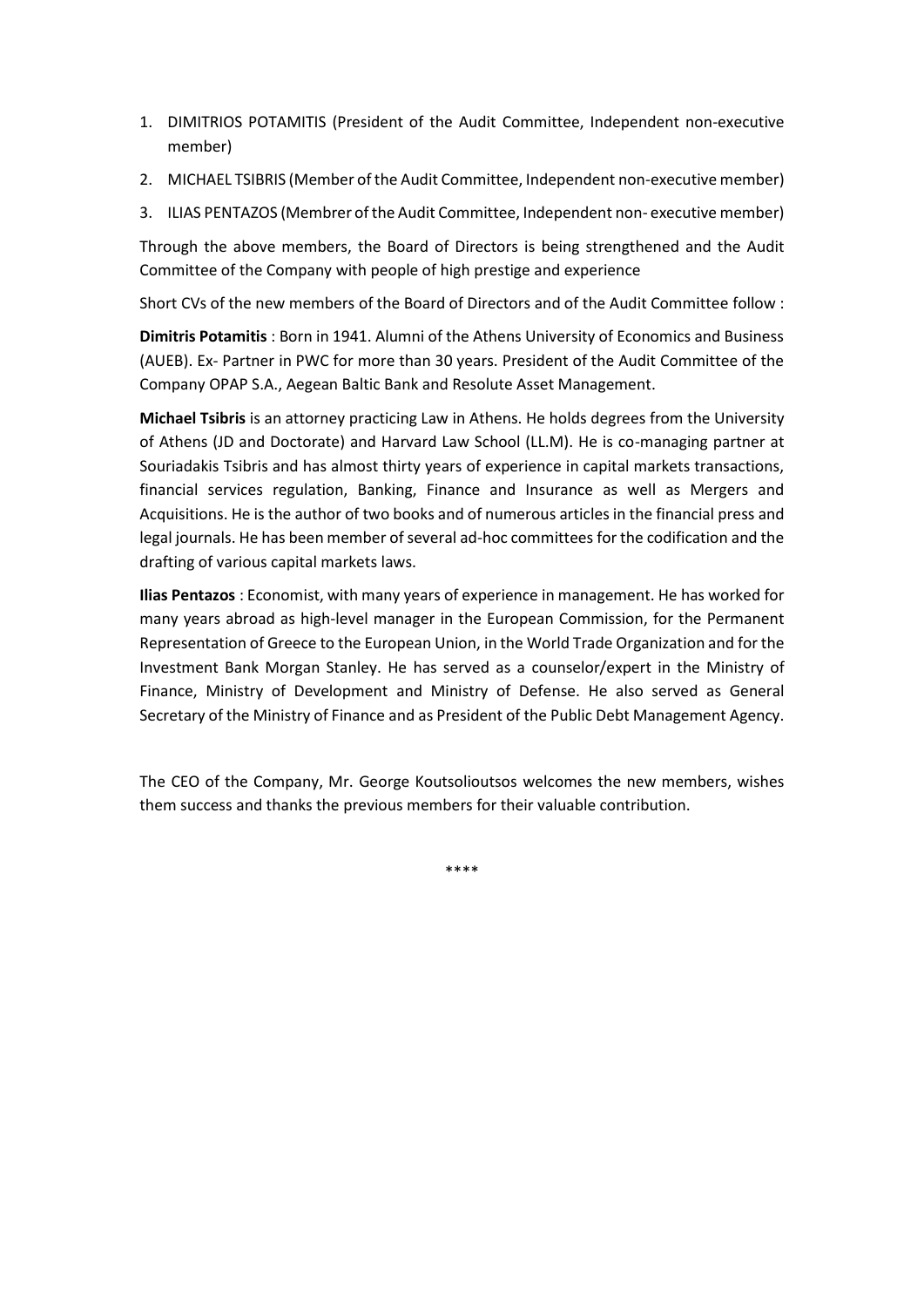1. DIMITRIOS POTAMITIS (President of the Audit Committee, Independent non-executive member)
2. MICHAEL TSIBRIS (Member of the Audit Committee, Independent non-executive member)
3. ILIAS PENTAZOS (Membrer of the Audit Committee, Independent non- executive member)

Through the above members, the Board of Directors is being strengthened and the Audit Committee of the Company with people of high prestige and experience

Short CVs of the new members of the Board of Directors and of the Audit Committee follow :

**Dimitris Potamitis** : Born in 1941. Alumni of the Athens University of Economics and Business (AUEB). Ex- Partner in PWC for more than 30 years. President of the Audit Committee of the Company OPAP S.A., Aegean Baltic Bank and Resolute Asset Management.

**Michael Tsibris** is an attorney practicing Law in Athens. He holds degrees from the University of Athens (JD and Doctorate) and Harvard Law School (LL.M). He is co-managing partner at Souriadakis Tsibris and has almost thirty years of experience in capital markets transactions, financial services regulation, Banking, Finance and Insurance as well as Mergers and Acquisitions. He is the author of two books and of numerous articles in the financial press and legal journals. He has been member of several ad-hoc committees for the codification and the drafting of various capital markets laws.

**Ilias Pentazos** : Economist, with many years of experience in management. He has worked for many years abroad as high-level manager in the European Commission, for the Permanent Representation of Greece to the European Union, in the World Trade Organization and for the Investment Bank Morgan Stanley. He has served as a counselor/expert in the Ministry of Finance, Ministry of Development and Ministry of Defense. He also served as General Secretary of the Ministry of Finance and as President of the Public Debt Management Agency.

The CEO of the Company, Mr. George Koutsolioutsos welcomes the new members, wishes them success and thanks the previous members for their valuable contribution.

****